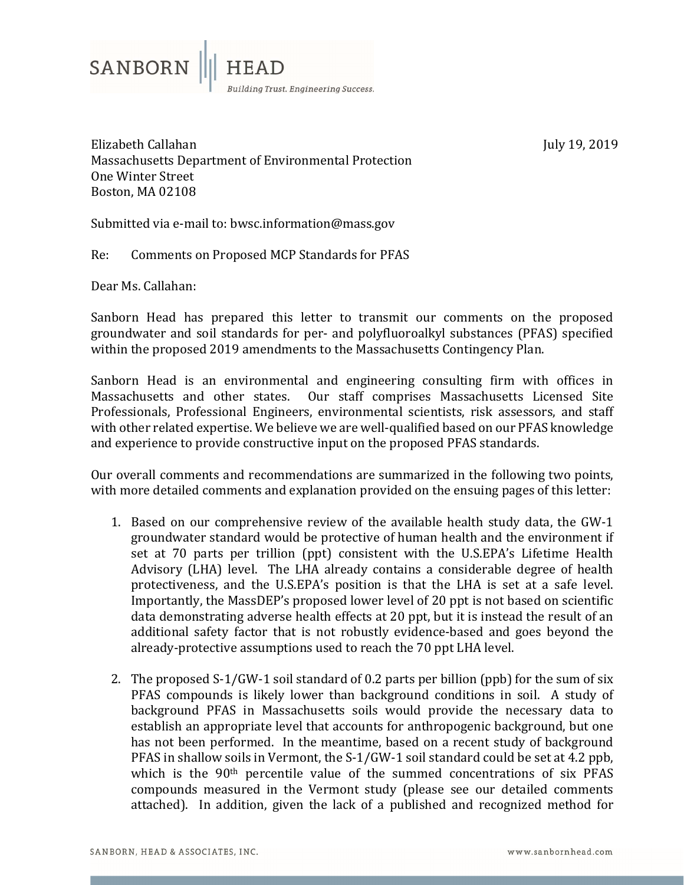SANBORN | HEAD

*Building Trust. Engineering Success.*

Elizabeth Callahan
Massachusetts Department of Environmental Protection
One Winter Street
Boston, MA 02108

July 19, 2019

Submitted via e-mail to: bwsc.information@mass.gov

Re: Comments on Proposed MCP Standards for PFAS

Dear Ms. Callahan:

Sanborn Head has prepared this letter to transmit our comments on the proposed groundwater and soil standards for per- and polyfluoroalkyl substances (PFAS) specified within the proposed 2019 amendments to the Massachusetts Contingency Plan.

Sanborn Head is an environmental and engineering consulting firm with offices in Massachusetts and other states. Our staff comprises Massachusetts Licensed Site Professionals, Professional Engineers, environmental scientists, risk assessors, and staff with other related expertise. We believe we are well-qualified based on our PFAS knowledge and experience to provide constructive input on the proposed PFAS standards.

Our overall comments and recommendations are summarized in the following two points, with more detailed comments and explanation provided on the ensuing pages of this letter:

1. Based on our comprehensive review of the available health study data, the GW-1 groundwater standard would be protective of human health and the environment if set at 70 parts per trillion (ppt) consistent with the U.S.EPA's Lifetime Health Advisory (LHA) level. The LHA already contains a considerable degree of health protectiveness, and the U.S.EPA's position is that the LHA is set at a safe level. Importantly, the MassDEP's proposed lower level of 20 ppt is not based on scientific data demonstrating adverse health effects at 20 ppt, but it is instead the result of an additional safety factor that is not robustly evidence-based and goes beyond the already-protective assumptions used to reach the 70 ppt LHA level.

2. The proposed S-1/GW-1 soil standard of 0.2 parts per billion (ppb) for the sum of six PFAS compounds is likely lower than background conditions in soil. A study of background PFAS in Massachusetts soils would provide the necessary data to establish an appropriate level that accounts for anthropogenic background, but one has not been performed. In the meantime, based on a recent study of background PFAS in shallow soils in Vermont, the S-1/GW-1 soil standard could be set at 4.2 ppb, which is the 90th percentile value of the summed concentrations of six PFAS compounds measured in the Vermont study (please see our detailed comments attached). In addition, given the lack of a published and recognized method for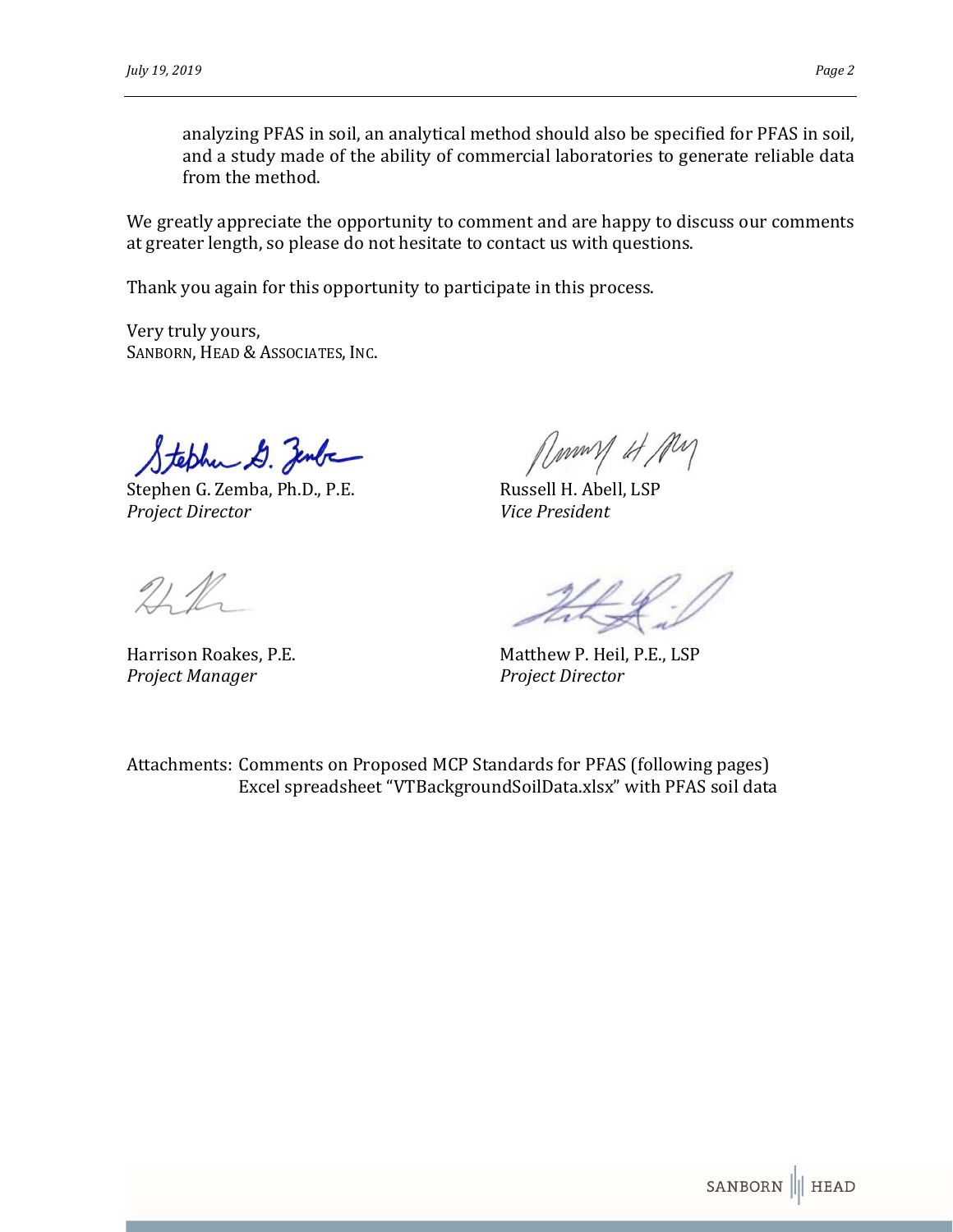analyzing PFAS in soil, an analytical method should also be specified for PFAS in soil, and a study made of the ability of commercial laboratories to generate reliable data from the method.

We greatly appreciate the opportunity to comment and are happy to discuss our comments at greater length, so please do not hesitate to contact us with questions.

Thank you again for this opportunity to participate in this process.

Very truly yours,
SANBORN, HEAD & ASSOCIATES, INC.

Stephen G. Zemba, Ph.D., P.E.
*Project Director*

Russell H. Abell, LSP
*Vice President*

Harrison Roakes, P.E.
*Project Manager*

Matthew P. Heil, P.E., LSP
*Project Director*

Attachments: Comments on Proposed MCP Standards for PFAS (following pages)
Excel spreadsheet "VTBackgroundSoilData.xlsx" with PFAS soil data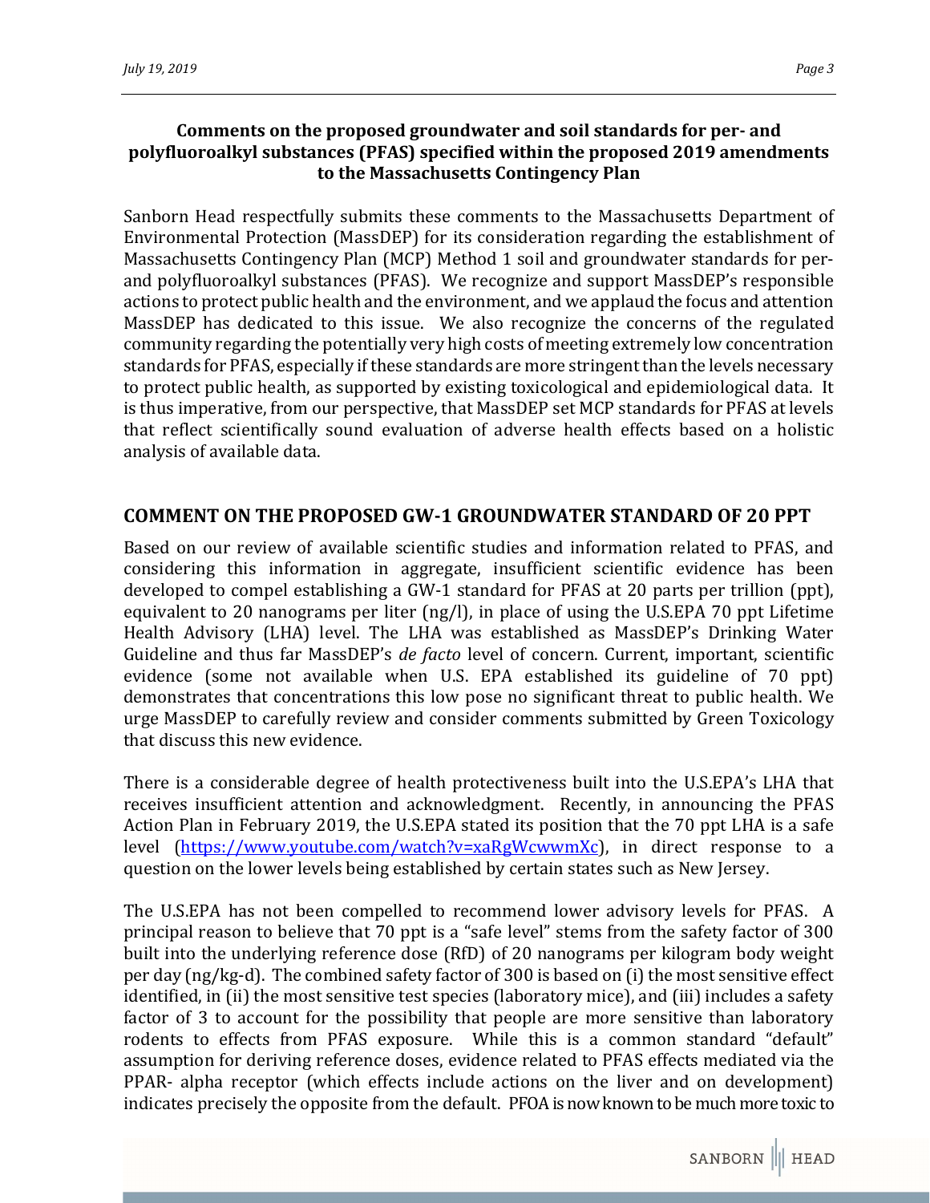**Comments on the proposed groundwater and soil standards for per- and polyfluoroalkyl substances (PFAS) specified within the proposed 2019 amendments to the Massachusetts Contingency Plan**

Sanborn Head respectfully submits these comments to the Massachusetts Department of Environmental Protection (MassDEP) for its consideration regarding the establishment of Massachusetts Contingency Plan (MCP) Method 1 soil and groundwater standards for per- and polyfluoroalkyl substances (PFAS). We recognize and support MassDEP's responsible actions to protect public health and the environment, and we applaud the focus and attention MassDEP has dedicated to this issue. We also recognize the concerns of the regulated community regarding the potentially very high costs of meeting extremely low concentration standards for PFAS, especially if these standards are more stringent than the levels necessary to protect public health, as supported by existing toxicological and epidemiological data. It is thus imperative, from our perspective, that MassDEP set MCP standards for PFAS at levels that reflect scientifically sound evaluation of adverse health effects based on a holistic analysis of available data.

## COMMENT ON THE PROPOSED GW-1 GROUNDWATER STANDARD OF 20 PPT

Based on our review of available scientific studies and information related to PFAS, and considering this information in aggregate, insufficient scientific evidence has been developed to compel establishing a GW-1 standard for PFAS at 20 parts per trillion (ppt), equivalent to 20 nanograms per liter (ng/l), in place of using the U.S.EPA 70 ppt Lifetime Health Advisory (LHA) level. The LHA was established as MassDEP's Drinking Water Guideline and thus far MassDEP's *de facto* level of concern. Current, important, scientific evidence (some not available when U.S. EPA established its guideline of 70 ppt) demonstrates that concentrations this low pose no significant threat to public health. We urge MassDEP to carefully review and consider comments submitted by Green Toxicology that discuss this new evidence.

There is a considerable degree of health protectiveness built into the U.S.EPA's LHA that receives insufficient attention and acknowledgment. Recently, in announcing the PFAS Action Plan in February 2019, the U.S.EPA stated its position that the 70 ppt LHA is a safe level (https://www.youtube.com/watch?v=xaRgWcwwmXc), in direct response to a question on the lower levels being established by certain states such as New Jersey.

The U.S.EPA has not been compelled to recommend lower advisory levels for PFAS. A principal reason to believe that 70 ppt is a "safe level" stems from the safety factor of 300 built into the underlying reference dose (RfD) of 20 nanograms per kilogram body weight per day (ng/kg-d). The combined safety factor of 300 is based on (i) the most sensitive effect identified, in (ii) the most sensitive test species (laboratory mice), and (iii) includes a safety factor of 3 to account for the possibility that people are more sensitive than laboratory rodents to effects from PFAS exposure. While this is a common standard "default" assumption for deriving reference doses, evidence related to PFAS effects mediated via the PPAR- alpha receptor (which effects include actions on the liver and on development) indicates precisely the opposite from the default. PFOA is now known to be much more toxic to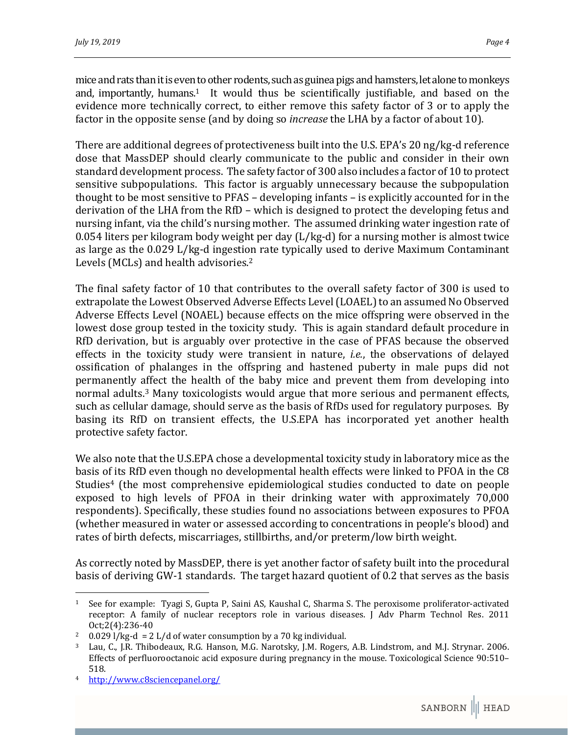mice and rats than it is even to other rodents, such as guinea pigs and hamsters, let alone to monkeys and, importantly, humans.[1] It would thus be scientifically justifiable, and based on the evidence more technically correct, to either remove this safety factor of 3 or to apply the factor in the opposite sense (and by doing so *increase* the LHA by a factor of about 10).

There are additional degrees of protectiveness built into the U.S. EPA's 20 ng/kg-d reference dose that MassDEP should clearly communicate to the public and consider in their own standard development process. The safety factor of 300 also includes a factor of 10 to protect sensitive subpopulations. This factor is arguably unnecessary because the subpopulation thought to be most sensitive to PFAS – developing infants – is explicitly accounted for in the derivation of the LHA from the RfD – which is designed to protect the developing fetus and nursing infant, via the child's nursing mother. The assumed drinking water ingestion rate of 0.054 liters per kilogram body weight per day (L/kg-d) for a nursing mother is almost twice as large as the 0.029 L/kg-d ingestion rate typically used to derive Maximum Contaminant Levels (MCLs) and health advisories.[2]

The final safety factor of 10 that contributes to the overall safety factor of 300 is used to extrapolate the Lowest Observed Adverse Effects Level (LOAEL) to an assumed No Observed Adverse Effects Level (NOAEL) because effects on the mice offspring were observed in the lowest dose group tested in the toxicity study. This is again standard default procedure in RfD derivation, but is arguably over protective in the case of PFAS because the observed effects in the toxicity study were transient in nature, *i.e.*, the observations of delayed ossification of phalanges in the offspring and hastened puberty in male pups did not permanently affect the health of the baby mice and prevent them from developing into normal adults.[3] Many toxicologists would argue that more serious and permanent effects, such as cellular damage, should serve as the basis of RfDs used for regulatory purposes. By basing its RfD on transient effects, the U.S.EPA has incorporated yet another health protective safety factor.

We also note that the U.S.EPA chose a developmental toxicity study in laboratory mice as the basis of its RfD even though no developmental health effects were linked to PFOA in the C8 Studies[4] (the most comprehensive epidemiological studies conducted to date on people exposed to high levels of PFOA in their drinking water with approximately 70,000 respondents). Specifically, these studies found no associations between exposures to PFOA (whether measured in water or assessed according to concentrations in people's blood) and rates of birth defects, miscarriages, stillbirths, and/or preterm/low birth weight.

As correctly noted by MassDEP, there is yet another factor of safety built into the procedural basis of deriving GW-1 standards. The target hazard quotient of 0.2 that serves as the basis

---

[1] See for example: Tyagi S, Gupta P, Saini AS, Kaushal C, Sharma S. The peroxisome proliferator-activated receptor: A family of nuclear receptors role in various diseases. J Adv Pharm Technol Res. 2011 Oct;2(4):236-40

[2] 0.029 l/kg-d = 2 L/d of water consumption by a 70 kg individual.

[3] Lau, C., J.R. Thibodeaux, R.G. Hanson, M.G. Narotsky, J.M. Rogers, A.B. Lindstrom, and M.J. Strynar. 2006. Effects of perfluorooctanoic acid exposure during pregnancy in the mouse. Toxicological Science 90:510–518.

[4] http://www.c8sciencepanel.org/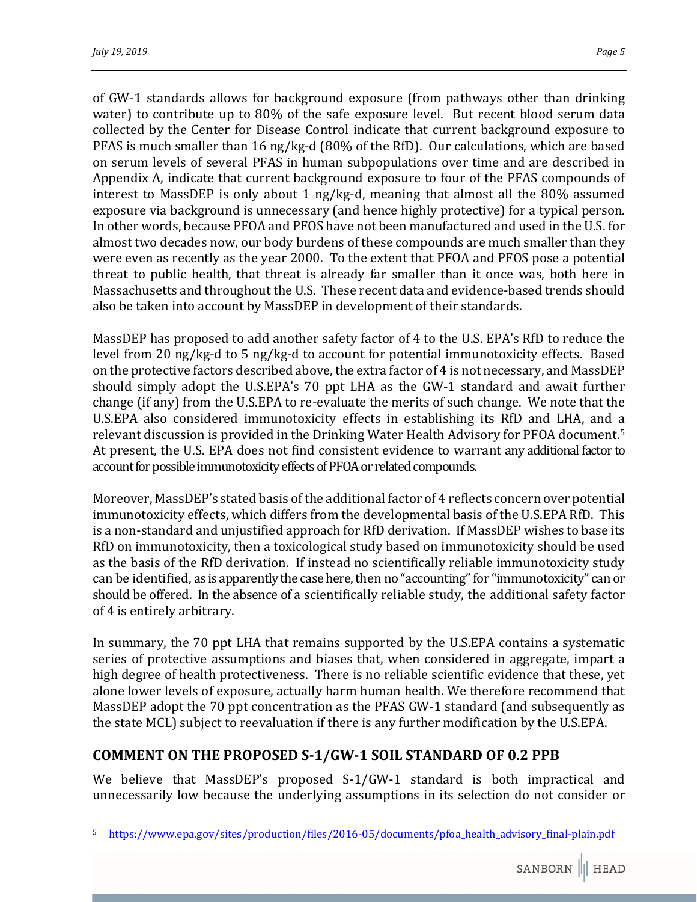of GW-1 standards allows for background exposure (from pathways other than drinking water) to contribute up to 80% of the safe exposure level. But recent blood serum data collected by the Center for Disease Control indicate that current background exposure to PFAS is much smaller than 16 ng/kg-d (80% of the RfD). Our calculations, which are based on serum levels of several PFAS in human subpopulations over time and are described in Appendix A, indicate that current background exposure to four of the PFAS compounds of interest to MassDEP is only about 1 ng/kg-d, meaning that almost all the 80% assumed exposure via background is unnecessary (and hence highly protective) for a typical person. In other words, because PFOA and PFOS have not been manufactured and used in the U.S. for almost two decades now, our body burdens of these compounds are much smaller than they were even as recently as the year 2000. To the extent that PFOA and PFOS pose a potential threat to public health, that threat is already far smaller than it once was, both here in Massachusetts and throughout the U.S. These recent data and evidence-based trends should also be taken into account by MassDEP in development of their standards.

MassDEP has proposed to add another safety factor of 4 to the U.S. EPA's RfD to reduce the level from 20 ng/kg-d to 5 ng/kg-d to account for potential immunotoxicity effects. Based on the protective factors described above, the extra factor of 4 is not necessary, and MassDEP should simply adopt the U.S.EPA's 70 ppt LHA as the GW-1 standard and await further change (if any) from the U.S.EPA to re-evaluate the merits of such change. We note that the U.S.EPA also considered immunotoxicity effects in establishing its RfD and LHA, and a relevant discussion is provided in the Drinking Water Health Advisory for PFOA document.[5] At present, the U.S. EPA does not find consistent evidence to warrant any additional factor to account for possible immunotoxicity effects of PFOA or related compounds.

Moreover, MassDEP's stated basis of the additional factor of 4 reflects concern over potential immunotoxicity effects, which differs from the developmental basis of the U.S.EPA RfD. This is a non-standard and unjustified approach for RfD derivation. If MassDEP wishes to base its RfD on immunotoxicity, then a toxicological study based on immunotoxicity should be used as the basis of the RfD derivation. If instead no scientifically reliable immunotoxicity study can be identified, as is apparently the case here, then no "accounting" for "immunotoxicity" can or should be offered. In the absence of a scientifically reliable study, the additional safety factor of 4 is entirely arbitrary.

In summary, the 70 ppt LHA that remains supported by the U.S.EPA contains a systematic series of protective assumptions and biases that, when considered in aggregate, impart a high degree of health protectiveness. There is no reliable scientific evidence that these, yet alone lower levels of exposure, actually harm human health. We therefore recommend that MassDEP adopt the 70 ppt concentration as the PFAS GW-1 standard (and subsequently as the state MCL) subject to reevaluation if there is any further modification by the U.S.EPA.

## COMMENT ON THE PROPOSED S-1/GW-1 SOIL STANDARD OF 0.2 PPB

We believe that MassDEP's proposed S-1/GW-1 standard is both impractical and unnecessarily low because the underlying assumptions in its selection do not consider or

---

[5] https://www.epa.gov/sites/production/files/2016-05/documents/pfoa_health_advisory_final-plain.pdf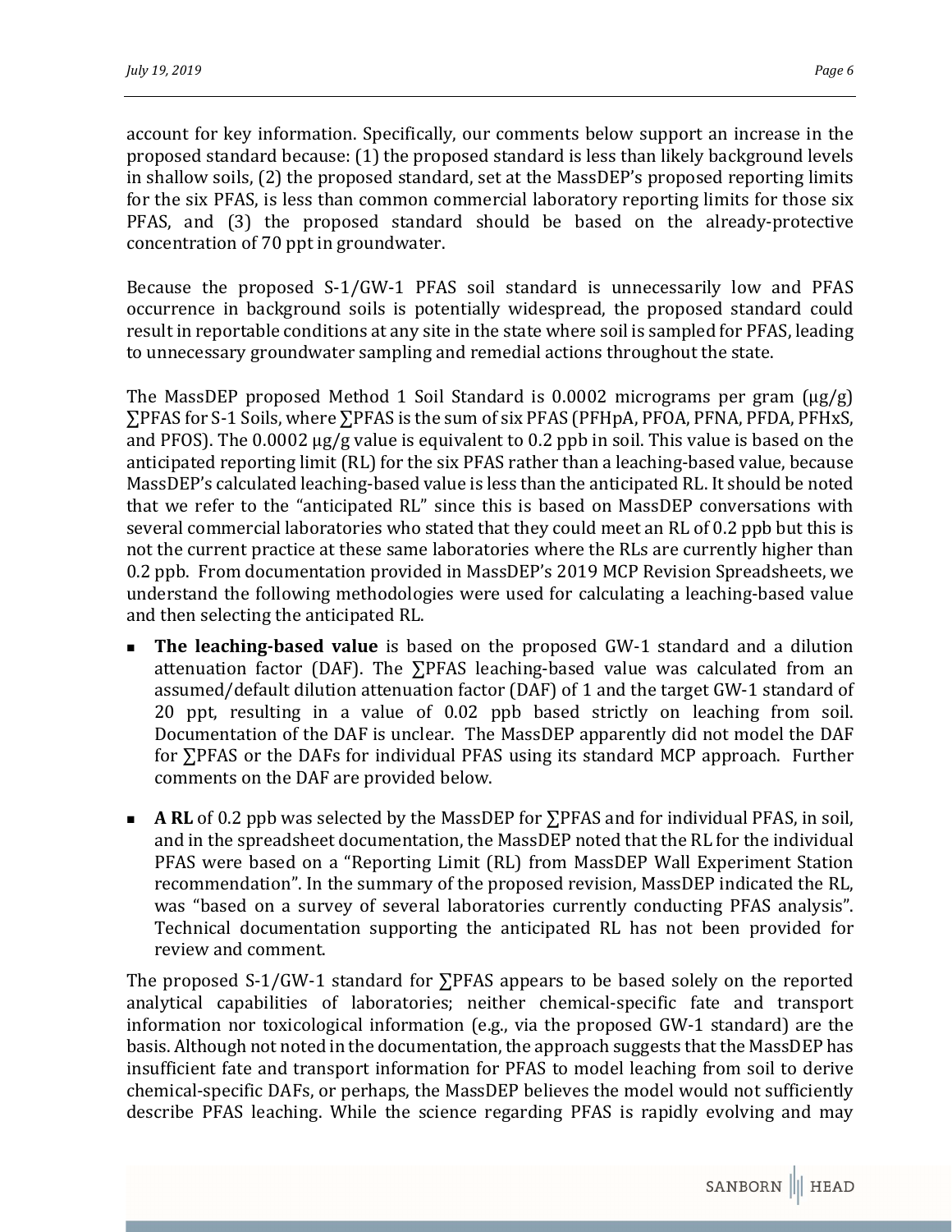account for key information. Specifically, our comments below support an increase in the proposed standard because: (1) the proposed standard is less than likely background levels in shallow soils, (2) the proposed standard, set at the MassDEP's proposed reporting limits for the six PFAS, is less than common commercial laboratory reporting limits for those six PFAS, and (3) the proposed standard should be based on the already-protective concentration of 70 ppt in groundwater.

Because the proposed S-1/GW-1 PFAS soil standard is unnecessarily low and PFAS occurrence in background soils is potentially widespread, the proposed standard could result in reportable conditions at any site in the state where soil is sampled for PFAS, leading to unnecessary groundwater sampling and remedial actions throughout the state.

The MassDEP proposed Method 1 Soil Standard is 0.0002 micrograms per gram (μg/g) ∑PFAS for S-1 Soils, where ∑PFAS is the sum of six PFAS (PFHpA, PFOA, PFNA, PFDA, PFHxS, and PFOS). The 0.0002 μg/g value is equivalent to 0.2 ppb in soil. This value is based on the anticipated reporting limit (RL) for the six PFAS rather than a leaching-based value, because MassDEP's calculated leaching-based value is less than the anticipated RL. It should be noted that we refer to the "anticipated RL" since this is based on MassDEP conversations with several commercial laboratories who stated that they could meet an RL of 0.2 ppb but this is not the current practice at these same laboratories where the RLs are currently higher than 0.2 ppb. From documentation provided in MassDEP's 2019 MCP Revision Spreadsheets, we understand the following methodologies were used for calculating a leaching-based value and then selecting the anticipated RL.

- **The leaching-based value** is based on the proposed GW-1 standard and a dilution attenuation factor (DAF). The ∑PFAS leaching-based value was calculated from an assumed/default dilution attenuation factor (DAF) of 1 and the target GW-1 standard of 20 ppt, resulting in a value of 0.02 ppb based strictly on leaching from soil. Documentation of the DAF is unclear. The MassDEP apparently did not model the DAF for ∑PFAS or the DAFs for individual PFAS using its standard MCP approach. Further comments on the DAF are provided below.

- **A RL** of 0.2 ppb was selected by the MassDEP for ∑PFAS and for individual PFAS, in soil, and in the spreadsheet documentation, the MassDEP noted that the RL for the individual PFAS were based on a "Reporting Limit (RL) from MassDEP Wall Experiment Station recommendation". In the summary of the proposed revision, MassDEP indicated the RL, was "based on a survey of several laboratories currently conducting PFAS analysis". Technical documentation supporting the anticipated RL has not been provided for review and comment.

The proposed S-1/GW-1 standard for ∑PFAS appears to be based solely on the reported analytical capabilities of laboratories; neither chemical-specific fate and transport information nor toxicological information (e.g., via the proposed GW-1 standard) are the basis. Although not noted in the documentation, the approach suggests that the MassDEP has insufficient fate and transport information for PFAS to model leaching from soil to derive chemical-specific DAFs, or perhaps, the MassDEP believes the model would not sufficiently describe PFAS leaching. While the science regarding PFAS is rapidly evolving and may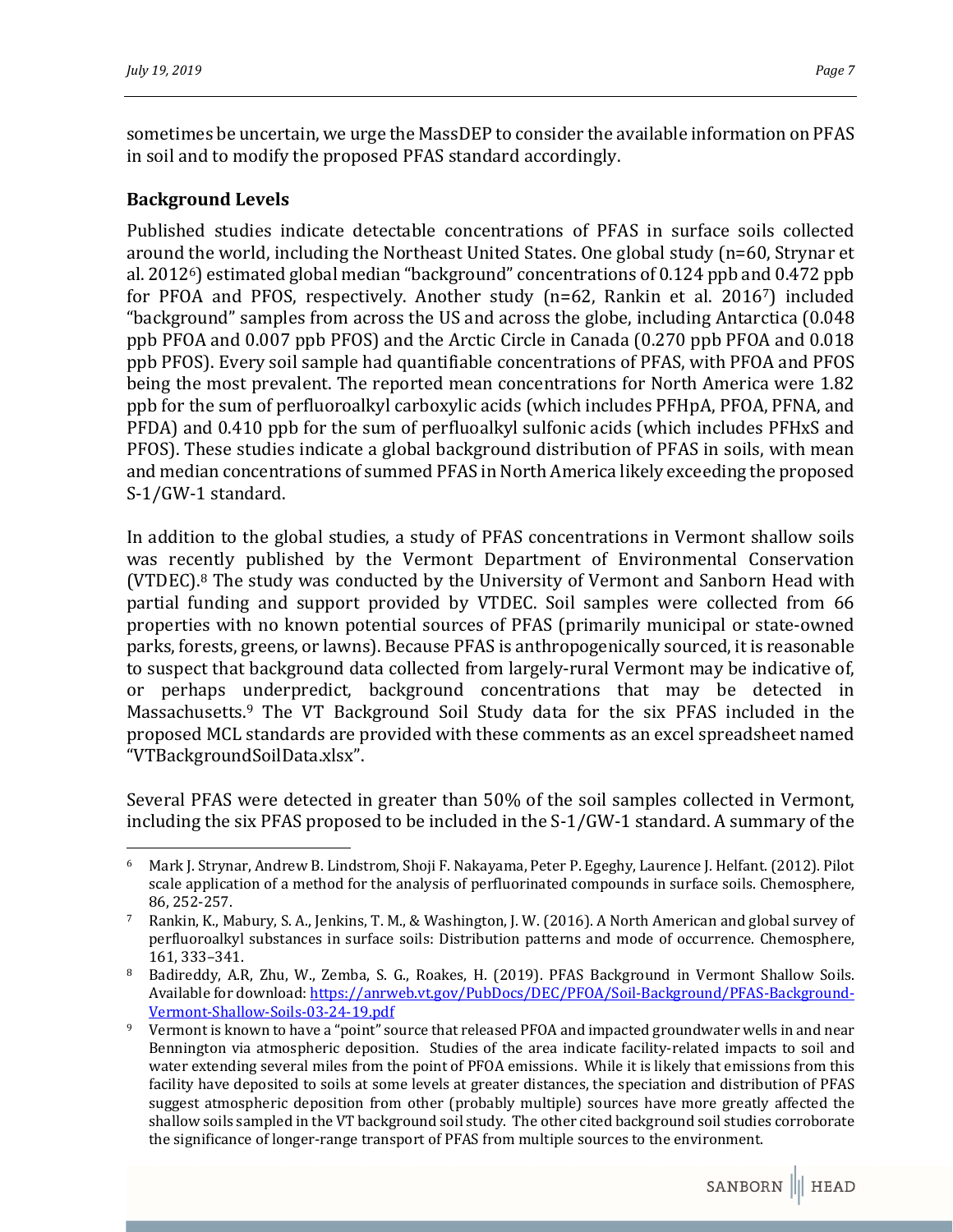sometimes be uncertain, we urge the MassDEP to consider the available information on PFAS in soil and to modify the proposed PFAS standard accordingly.

**Background Levels**

Published studies indicate detectable concentrations of PFAS in surface soils collected around the world, including the Northeast United States. One global study (n=60, Strynar et al. 2012[6]) estimated global median "background" concentrations of 0.124 ppb and 0.472 ppb for PFOA and PFOS, respectively. Another study (n=62, Rankin et al. 2016[7]) included "background" samples from across the US and across the globe, including Antarctica (0.048 ppb PFOA and 0.007 ppb PFOS) and the Arctic Circle in Canada (0.270 ppb PFOA and 0.018 ppb PFOS). Every soil sample had quantifiable concentrations of PFAS, with PFOA and PFOS being the most prevalent. The reported mean concentrations for North America were 1.82 ppb for the sum of perfluoroalkyl carboxylic acids (which includes PFHpA, PFOA, PFNA, and PFDA) and 0.410 ppb for the sum of perfluoalkyl sulfonic acids (which includes PFHxS and PFOS). These studies indicate a global background distribution of PFAS in soils, with mean and median concentrations of summed PFAS in North America likely exceeding the proposed S-1/GW-1 standard.

In addition to the global studies, a study of PFAS concentrations in Vermont shallow soils was recently published by the Vermont Department of Environmental Conservation (VTDEC).[8] The study was conducted by the University of Vermont and Sanborn Head with partial funding and support provided by VTDEC. Soil samples were collected from 66 properties with no known potential sources of PFAS (primarily municipal or state-owned parks, forests, greens, or lawns). Because PFAS is anthropogenically sourced, it is reasonable to suspect that background data collected from largely-rural Vermont may be indicative of, or perhaps underpredict, background concentrations that may be detected in Massachusetts.[9] The VT Background Soil Study data for the six PFAS included in the proposed MCL standards are provided with these comments as an excel spreadsheet named "VTBackgroundSoilData.xlsx".

Several PFAS were detected in greater than 50% of the soil samples collected in Vermont, including the six PFAS proposed to be included in the S-1/GW-1 standard. A summary of the

---

[6] Mark J. Strynar, Andrew B. Lindstrom, Shoji F. Nakayama, Peter P. Egeghy, Laurence J. Helfant. (2012). Pilot scale application of a method for the analysis of perfluorinated compounds in surface soils. Chemosphere, 86, 252-257.

[7] Rankin, K., Mabury, S. A., Jenkins, T. M., & Washington, J. W. (2016). A North American and global survey of perfluoroalkyl substances in surface soils: Distribution patterns and mode of occurrence. Chemosphere, 161, 333–341.

[8] Badireddy, A.R, Zhu, W., Zemba, S. G., Roakes, H. (2019). PFAS Background in Vermont Shallow Soils. Available for download: https://anrweb.vt.gov/PubDocs/DEC/PFOA/Soil-Background/PFAS-Background-Vermont-Shallow-Soils-03-24-19.pdf

[9] Vermont is known to have a "point" source that released PFOA and impacted groundwater wells in and near Bennington via atmospheric deposition. Studies of the area indicate facility-related impacts to soil and water extending several miles from the point of PFOA emissions. While it is likely that emissions from this facility have deposited to soils at some levels at greater distances, the speciation and distribution of PFAS suggest atmospheric deposition from other (probably multiple) sources have more greatly affected the shallow soils sampled in the VT background soil study. The other cited background soil studies corroborate the significance of longer-range transport of PFAS from multiple sources to the environment.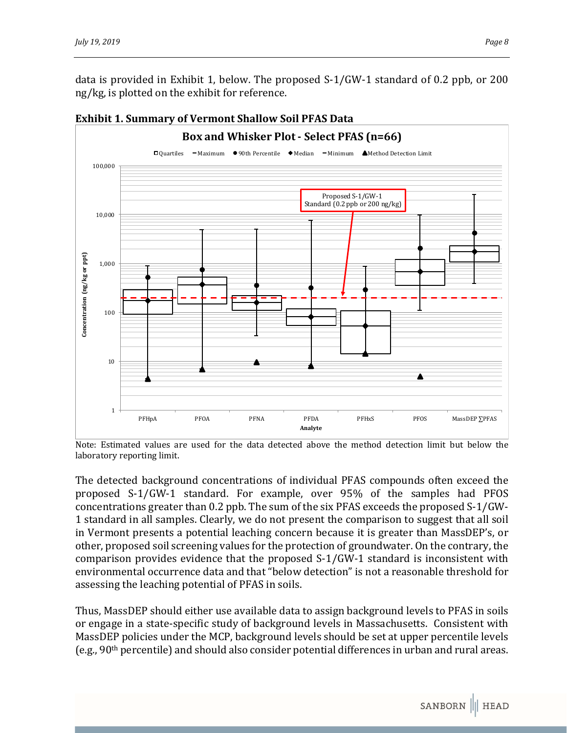data is provided in Exhibit 1, below. The proposed S-1/GW-1 standard of 0.2 ppb, or 200 ng/kg, is plotted on the exhibit for reference.

**Exhibit 1. Summary of Vermont Shallow Soil PFAS Data**

Note: Estimated values are used for the data detected above the method detection limit but below the laboratory reporting limit.

The detected background concentrations of individual PFAS compounds often exceed the proposed S-1/GW-1 standard. For example, over 95% of the samples had PFOS concentrations greater than 0.2 ppb. The sum of the six PFAS exceeds the proposed S-1/GW-1 standard in all samples. Clearly, we do not present the comparison to suggest that all soil in Vermont presents a potential leaching concern because it is greater than MassDEP's, or other, proposed soil screening values for the protection of groundwater. On the contrary, the comparison provides evidence that the proposed S-1/GW-1 standard is inconsistent with environmental occurrence data and that "below detection" is not a reasonable threshold for assessing the leaching potential of PFAS in soils.

Thus, MassDEP should either use available data to assign background levels to PFAS in soils or engage in a state-specific study of background levels in Massachusetts. Consistent with MassDEP policies under the MCP, background levels should be set at upper percentile levels (e.g., 90th percentile) and should also consider potential differences in urban and rural areas.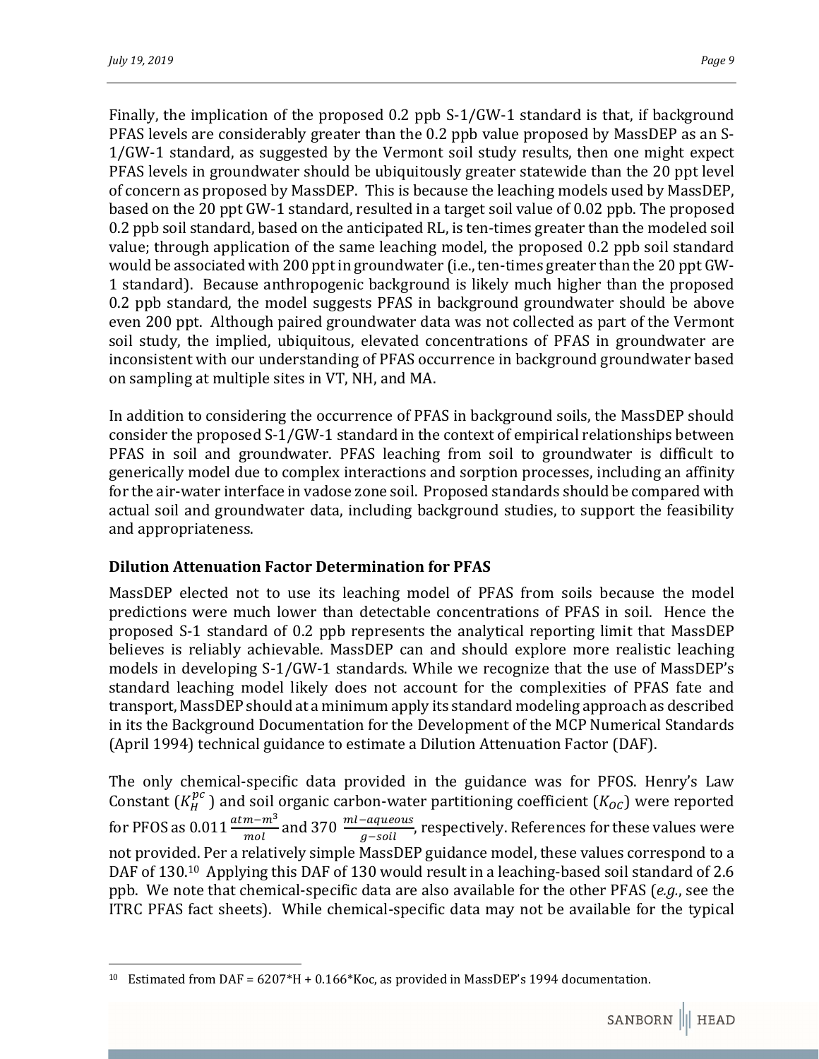Finally, the implication of the proposed 0.2 ppb S-1/GW-1 standard is that, if background PFAS levels are considerably greater than the 0.2 ppb value proposed by MassDEP as an S-1/GW-1 standard, as suggested by the Vermont soil study results, then one might expect PFAS levels in groundwater should be ubiquitously greater statewide than the 20 ppt level of concern as proposed by MassDEP. This is because the leaching models used by MassDEP, based on the 20 ppt GW-1 standard, resulted in a target soil value of 0.02 ppb. The proposed 0.2 ppb soil standard, based on the anticipated RL, is ten-times greater than the modeled soil value; through application of the same leaching model, the proposed 0.2 ppb soil standard would be associated with 200 ppt in groundwater (i.e., ten-times greater than the 20 ppt GW-1 standard). Because anthropogenic background is likely much higher than the proposed 0.2 ppb standard, the model suggests PFAS in background groundwater should be above even 200 ppt. Although paired groundwater data was not collected as part of the Vermont soil study, the implied, ubiquitous, elevated concentrations of PFAS in groundwater are inconsistent with our understanding of PFAS occurrence in background groundwater based on sampling at multiple sites in VT, NH, and MA.

In addition to considering the occurrence of PFAS in background soils, the MassDEP should consider the proposed S-1/GW-1 standard in the context of empirical relationships between PFAS in soil and groundwater. PFAS leaching from soil to groundwater is difficult to generically model due to complex interactions and sorption processes, including an affinity for the air-water interface in vadose zone soil. Proposed standards should be compared with actual soil and groundwater data, including background studies, to support the feasibility and appropriateness.

## Dilution Attenuation Factor Determination for PFAS

MassDEP elected not to use its leaching model of PFAS from soils because the model predictions were much lower than detectable concentrations of PFAS in soil. Hence the proposed S-1 standard of 0.2 ppb represents the analytical reporting limit that MassDEP believes is reliably achievable. MassDEP can and should explore more realistic leaching models in developing S-1/GW-1 standards. While we recognize that the use of MassDEP's standard leaching model likely does not account for the complexities of PFAS fate and transport, MassDEP should at a minimum apply its standard modeling approach as described in its the Background Documentation for the Development of the MCP Numerical Standards (April 1994) technical guidance to estimate a Dilution Attenuation Factor (DAF).

The only chemical-specific data provided in the guidance was for PFOS. Henry's Law Constant ($K_H^{pc}$) and soil organic carbon-water partitioning coefficient ($K_{OC}$) were reported for PFOS as 0.011 $\frac{atm-m^3}{mol}$ and 370 $\frac{ml-aqueous}{g-soil}$, respectively. References for these values were not provided. Per a relatively simple MassDEP guidance model, these values correspond to a DAF of 130.[10] Applying this DAF of 130 would result in a leaching-based soil standard of 2.6 ppb. We note that chemical-specific data are also available for the other PFAS (*e.g.*, see the ITRC PFAS fact sheets). While chemical-specific data may not be available for the typical

---

[10] Estimated from DAF = 6207*H + 0.166*Koc, as provided in MassDEP's 1994 documentation.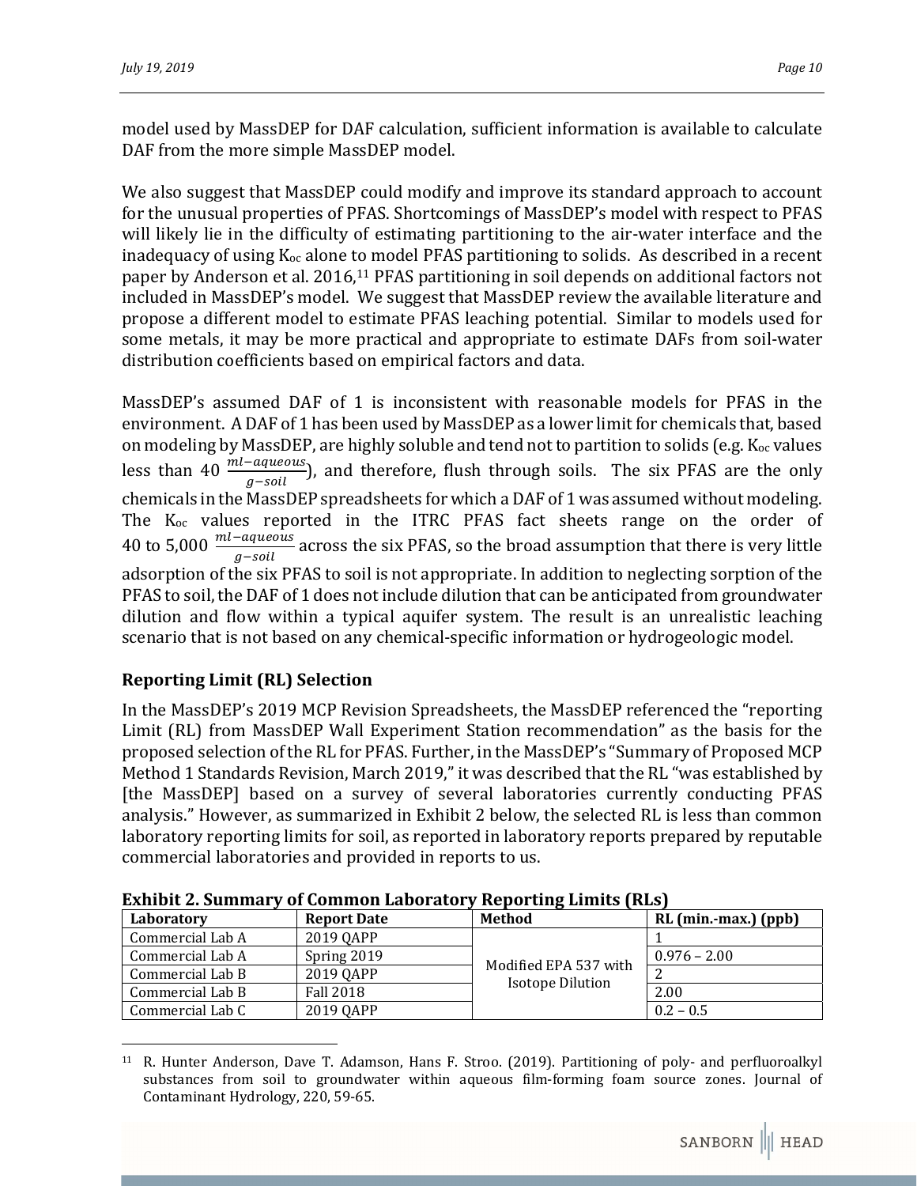model used by MassDEP for DAF calculation, sufficient information is available to calculate DAF from the more simple MassDEP model.

We also suggest that MassDEP could modify and improve its standard approach to account for the unusual properties of PFAS. Shortcomings of MassDEP's model with respect to PFAS will likely lie in the difficulty of estimating partitioning to the air-water interface and the inadequacy of using $K_{oc}$ alone to model PFAS partitioning to solids. As described in a recent paper by Anderson et al. 2016,[11] PFAS partitioning in soil depends on additional factors not included in MassDEP's model. We suggest that MassDEP review the available literature and propose a different model to estimate PFAS leaching potential. Similar to models used for some metals, it may be more practical and appropriate to estimate DAFs from soil-water distribution coefficients based on empirical factors and data.

MassDEP's assumed DAF of 1 is inconsistent with reasonable models for PFAS in the environment. A DAF of 1 has been used by MassDEP as a lower limit for chemicals that, based on modeling by MassDEP, are highly soluble and tend not to partition to solids (e.g. $K_{oc}$ values less than 40 $\frac{ml-aqueous}{g-soil}$), and therefore, flush through soils. The six PFAS are the only chemicals in the MassDEP spreadsheets for which a DAF of 1 was assumed without modeling. The $K_{oc}$ values reported in the ITRC PFAS fact sheets range on the order of 40 to 5,000 $\frac{ml-aqueous}{g-soil}$ across the six PFAS, so the broad assumption that there is very little adsorption of the six PFAS to soil is not appropriate. In addition to neglecting sorption of the PFAS to soil, the DAF of 1 does not include dilution that can be anticipated from groundwater dilution and flow within a typical aquifer system. The result is an unrealistic leaching scenario that is not based on any chemical-specific information or hydrogeologic model.

## Reporting Limit (RL) Selection

In the MassDEP's 2019 MCP Revision Spreadsheets, the MassDEP referenced the "reporting Limit (RL) from MassDEP Wall Experiment Station recommendation" as the basis for the proposed selection of the RL for PFAS. Further, in the MassDEP's "Summary of Proposed MCP Method 1 Standards Revision, March 2019," it was described that the RL "was established by [the MassDEP] based on a survey of several laboratories currently conducting PFAS analysis." However, as summarized in Exhibit 2 below, the selected RL is less than common laboratory reporting limits for soil, as reported in laboratory reports prepared by reputable commercial laboratories and provided in reports to us.

**Exhibit 2. Summary of Common Laboratory Reporting Limits (RLs)**

| Laboratory | Report Date | Method | RL (min.-max.) (ppb) |
|---|---|---|---|
| Commercial Lab A | 2019 QAPP | Modified EPA 537 with Isotope Dilution | 1 |
| Commercial Lab A | Spring 2019 | | 0.976 – 2.00 |
| Commercial Lab B | 2019 QAPP | | 2 |
| Commercial Lab B | Fall 2018 | | 2.00 |
| Commercial Lab C | 2019 QAPP | | 0.2 – 0.5 |

[11] R. Hunter Anderson, Dave T. Adamson, Hans F. Stroo. (2019). Partitioning of poly- and perfluoroalkyl substances from soil to groundwater within aqueous film-forming foam source zones. Journal of Contaminant Hydrology, 220, 59-65.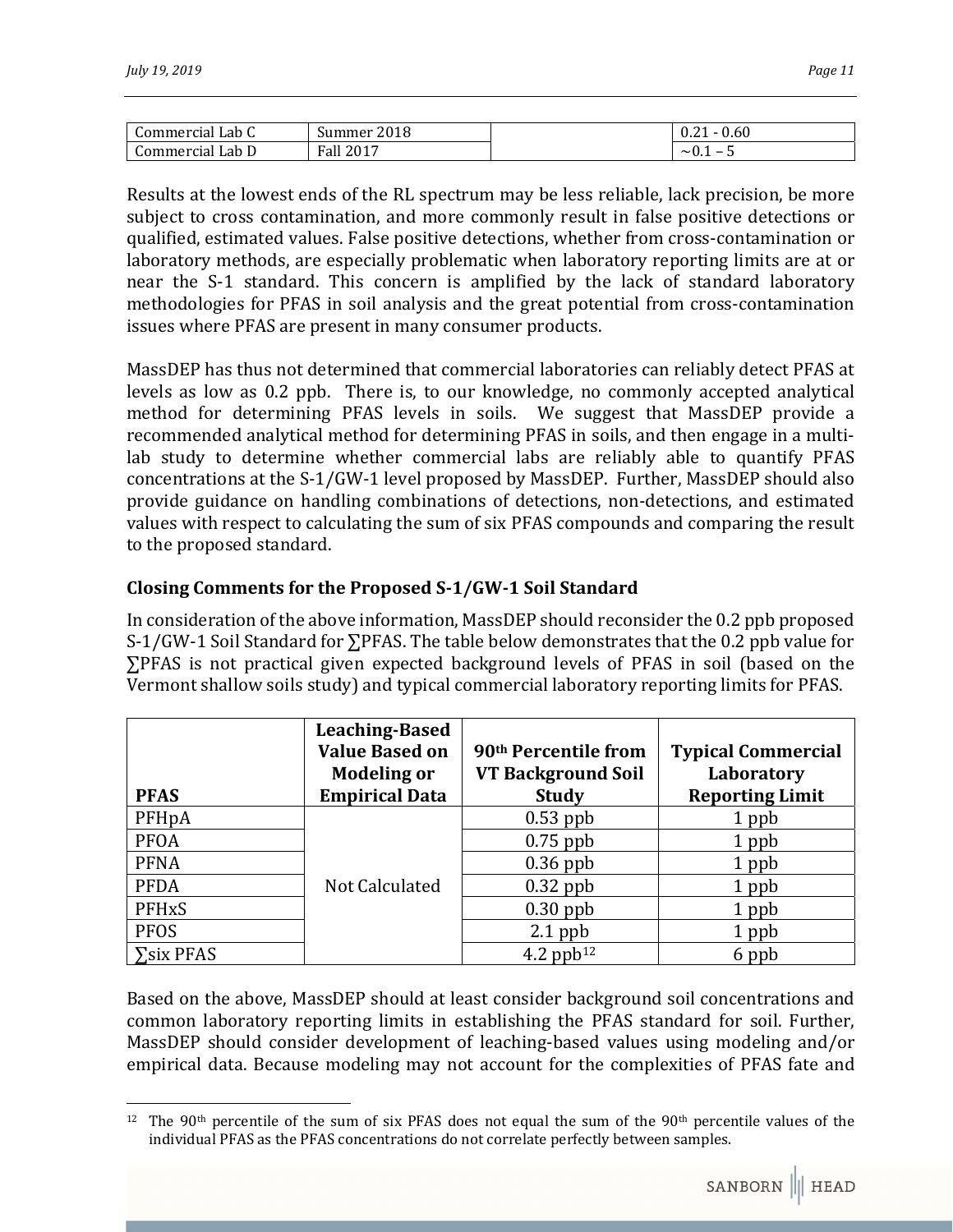| | | | |
|---|---|---|---|
| Commercial Lab C | Summer 2018 | | 0.21 - 0.60 |
| Commercial Lab D | Fall 2017 | | ~0.1 – 5 |

Results at the lowest ends of the RL spectrum may be less reliable, lack precision, be more subject to cross contamination, and more commonly result in false positive detections or qualified, estimated values. False positive detections, whether from cross-contamination or laboratory methods, are especially problematic when laboratory reporting limits are at or near the S-1 standard. This concern is amplified by the lack of standard laboratory methodologies for PFAS in soil analysis and the great potential from cross-contamination issues where PFAS are present in many consumer products.

MassDEP has thus not determined that commercial laboratories can reliably detect PFAS at levels as low as 0.2 ppb. There is, to our knowledge, no commonly accepted analytical method for determining PFAS levels in soils. We suggest that MassDEP provide a recommended analytical method for determining PFAS in soils, and then engage in a multi-lab study to determine whether commercial labs are reliably able to quantify PFAS concentrations at the S-1/GW-1 level proposed by MassDEP. Further, MassDEP should also provide guidance on handling combinations of detections, non-detections, and estimated values with respect to calculating the sum of six PFAS compounds and comparing the result to the proposed standard.

### Closing Comments for the Proposed S-1/GW-1 Soil Standard

In consideration of the above information, MassDEP should reconsider the 0.2 ppb proposed S-1/GW-1 Soil Standard for ∑PFAS. The table below demonstrates that the 0.2 ppb value for ∑PFAS is not practical given expected background levels of PFAS in soil (based on the Vermont shallow soils study) and typical commercial laboratory reporting limits for PFAS.

| PFAS | Leaching-Based Value Based on Modeling or Empirical Data | 90th Percentile from VT Background Soil Study | Typical Commercial Laboratory Reporting Limit |
|---|---|---|---|
| PFHpA | Not Calculated | 0.53 ppb | 1 ppb |
| PFOA | | 0.75 ppb | 1 ppb |
| PFNA | | 0.36 ppb | 1 ppb |
| PFDA | | 0.32 ppb | 1 ppb |
| PFHxS | | 0.30 ppb | 1 ppb |
| PFOS | | 2.1 ppb | 1 ppb |
| ∑six PFAS | | 4.2 ppb[12] | 6 ppb |

Based on the above, MassDEP should at least consider background soil concentrations and common laboratory reporting limits in establishing the PFAS standard for soil. Further, MassDEP should consider development of leaching-based values using modeling and/or empirical data. Because modeling may not account for the complexities of PFAS fate and

[12] The 90th percentile of the sum of six PFAS does not equal the sum of the 90th percentile values of the individual PFAS as the PFAS concentrations do not correlate perfectly between samples.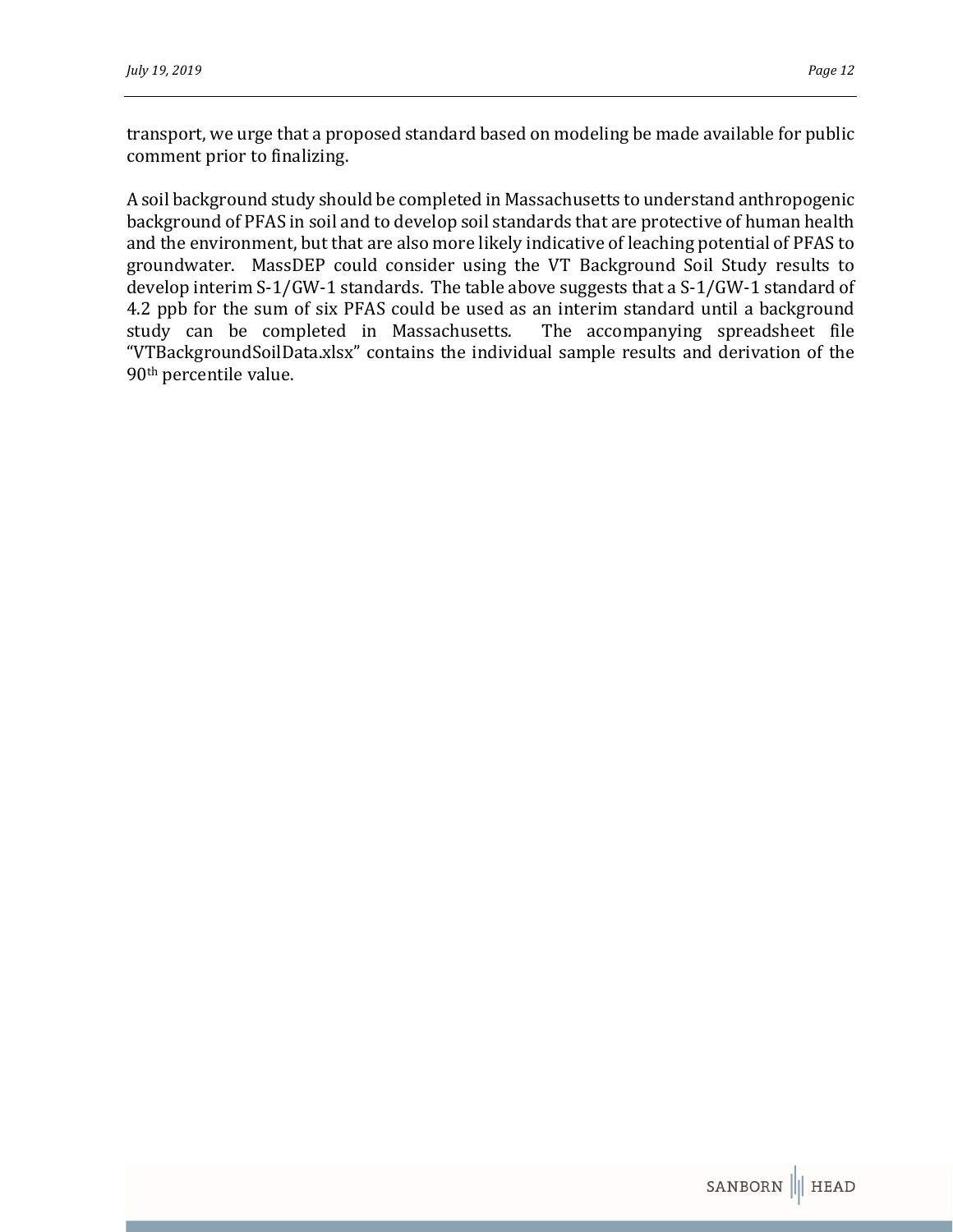transport, we urge that a proposed standard based on modeling be made available for public comment prior to finalizing.

A soil background study should be completed in Massachusetts to understand anthropogenic background of PFAS in soil and to develop soil standards that are protective of human health and the environment, but that are also more likely indicative of leaching potential of PFAS to groundwater. MassDEP could consider using the VT Background Soil Study results to develop interim S-1/GW-1 standards. The table above suggests that a S-1/GW-1 standard of 4.2 ppb for the sum of six PFAS could be used as an interim standard until a background study can be completed in Massachusetts. The accompanying spreadsheet file "VTBackgroundSoilData.xlsx" contains the individual sample results and derivation of the 90th percentile value.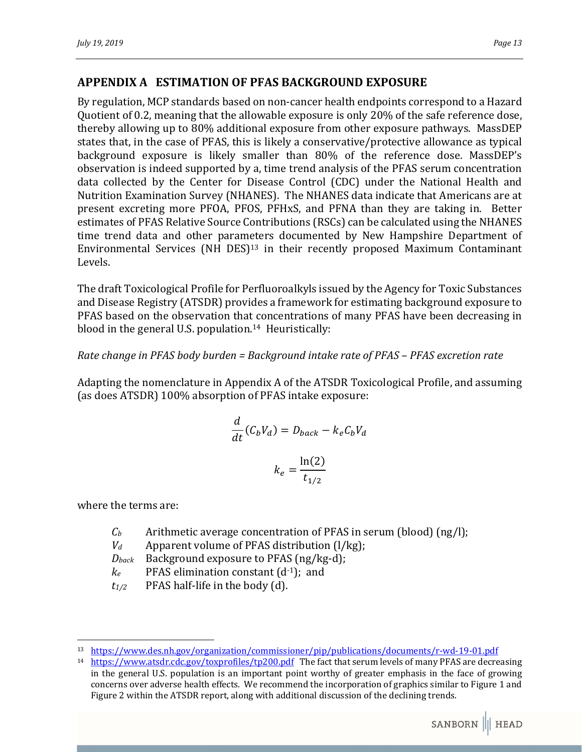## APPENDIX A ESTIMATION OF PFAS BACKGROUND EXPOSURE

By regulation, MCP standards based on non-cancer health endpoints correspond to a Hazard Quotient of 0.2, meaning that the allowable exposure is only 20% of the safe reference dose, thereby allowing up to 80% additional exposure from other exposure pathways. MassDEP states that, in the case of PFAS, this is likely a conservative/protective allowance as typical background exposure is likely smaller than 80% of the reference dose. MassDEP's observation is indeed supported by a, time trend analysis of the PFAS serum concentration data collected by the Center for Disease Control (CDC) under the National Health and Nutrition Examination Survey (NHANES). The NHANES data indicate that Americans are at present excreting more PFOA, PFOS, PFHxS, and PFNA than they are taking in. Better estimates of PFAS Relative Source Contributions (RSCs) can be calculated using the NHANES time trend data and other parameters documented by New Hampshire Department of Environmental Services (NH DES)[13] in their recently proposed Maximum Contaminant Levels.

The draft Toxicological Profile for Perfluoroalkyls issued by the Agency for Toxic Substances and Disease Registry (ATSDR) provides a framework for estimating background exposure to PFAS based on the observation that concentrations of many PFAS have been decreasing in blood in the general U.S. population.[14] Heuristically:

*Rate change in PFAS body burden = Background intake rate of PFAS – PFAS excretion rate*

Adapting the nomenclature in Appendix A of the ATSDR Toxicological Profile, and assuming (as does ATSDR) 100% absorption of PFAS intake exposure:

$$\frac{d}{dt}(C_b V_d) = D_{back} - k_e C_b V_d$$

$$k_e = \frac{\ln(2)}{t_{1/2}}$$

where the terms are:

- $C_b$ Arithmetic average concentration of PFAS in serum (blood) (ng/l);
- $V_d$ Apparent volume of PFAS distribution (l/kg);
- $D_{back}$ Background exposure to PFAS (ng/kg-d);
- $k_e$ PFAS elimination constant ($d^{-1}$); and
- $t_{1/2}$ PFAS half-life in the body (d).

---

[13] https://www.des.nh.gov/organization/commissioner/pip/publications/documents/r-wd-19-01.pdf

[14] https://www.atsdr.cdc.gov/toxprofiles/tp200.pdf The fact that serum levels of many PFAS are decreasing in the general U.S. population is an important point worthy of greater emphasis in the face of growing concerns over adverse health effects. We recommend the incorporation of graphics similar to Figure 1 and Figure 2 within the ATSDR report, along with additional discussion of the declining trends.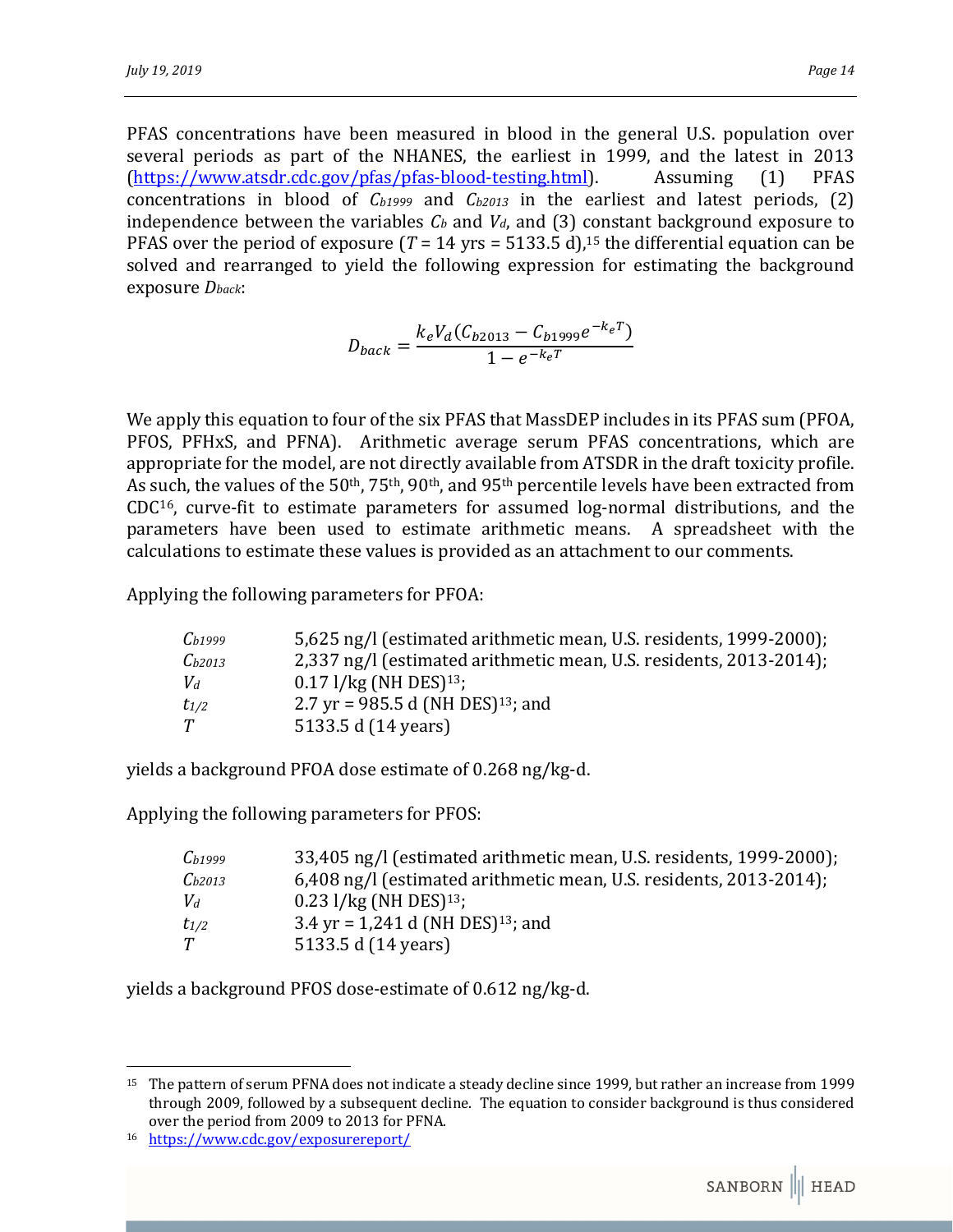PFAS concentrations have been measured in blood in the general U.S. population over several periods as part of the NHANES, the earliest in 1999, and the latest in 2013 (https://www.atsdr.cdc.gov/pfas/pfas-blood-testing.html). Assuming (1) PFAS concentrations in blood of $C_{b1999}$ and $C_{b2013}$ in the earliest and latest periods, (2) independence between the variables $C_b$ and $V_d$, and (3) constant background exposure to PFAS over the period of exposure ($T$ = 14 yrs = 5133.5 d),[15] the differential equation can be solved and rearranged to yield the following expression for estimating the background exposure $D_{back}$:

$$D_{back} = \frac{k_e V_d (C_{b2013} - C_{b1999} e^{-k_e T})}{1 - e^{-k_e T}}$$

We apply this equation to four of the six PFAS that MassDEP includes in its PFAS sum (PFOA, PFOS, PFHxS, and PFNA). Arithmetic average serum PFAS concentrations, which are appropriate for the model, are not directly available from ATSDR in the draft toxicity profile. As such, the values of the 50th, 75th, 90th, and 95th percentile levels have been extracted from CDC[16], curve-fit to estimate parameters for assumed log-normal distributions, and the parameters have been used to estimate arithmetic means. A spreadsheet with the calculations to estimate these values is provided as an attachment to our comments.

Applying the following parameters for PFOA:

| | |
|---|---|
| $C_{b1999}$ | 5,625 ng/l (estimated arithmetic mean, U.S. residents, 1999-2000); |
| $C_{b2013}$ | 2,337 ng/l (estimated arithmetic mean, U.S. residents, 2013-2014); |
| $V_d$ | 0.17 l/kg (NH DES)[13]; |
| $t_{1/2}$ | 2.7 yr = 985.5 d (NH DES)[13]; and |
| $T$ | 5133.5 d (14 years) |

yields a background PFOA dose estimate of 0.268 ng/kg-d.

Applying the following parameters for PFOS:

| | |
|---|---|
| $C_{b1999}$ | 33,405 ng/l (estimated arithmetic mean, U.S. residents, 1999-2000); |
| $C_{b2013}$ | 6,408 ng/l (estimated arithmetic mean, U.S. residents, 2013-2014); |
| $V_d$ | 0.23 l/kg (NH DES)[13]; |
| $t_{1/2}$ | 3.4 yr = 1,241 d (NH DES)[13]; and |
| $T$ | 5133.5 d (14 years) |

yields a background PFOS dose-estimate of 0.612 ng/kg-d.

---

[15] The pattern of serum PFNA does not indicate a steady decline since 1999, but rather an increase from 1999 through 2009, followed by a subsequent decline. The equation to consider background is thus considered over the period from 2009 to 2013 for PFNA.

[16] https://www.cdc.gov/exposurereport/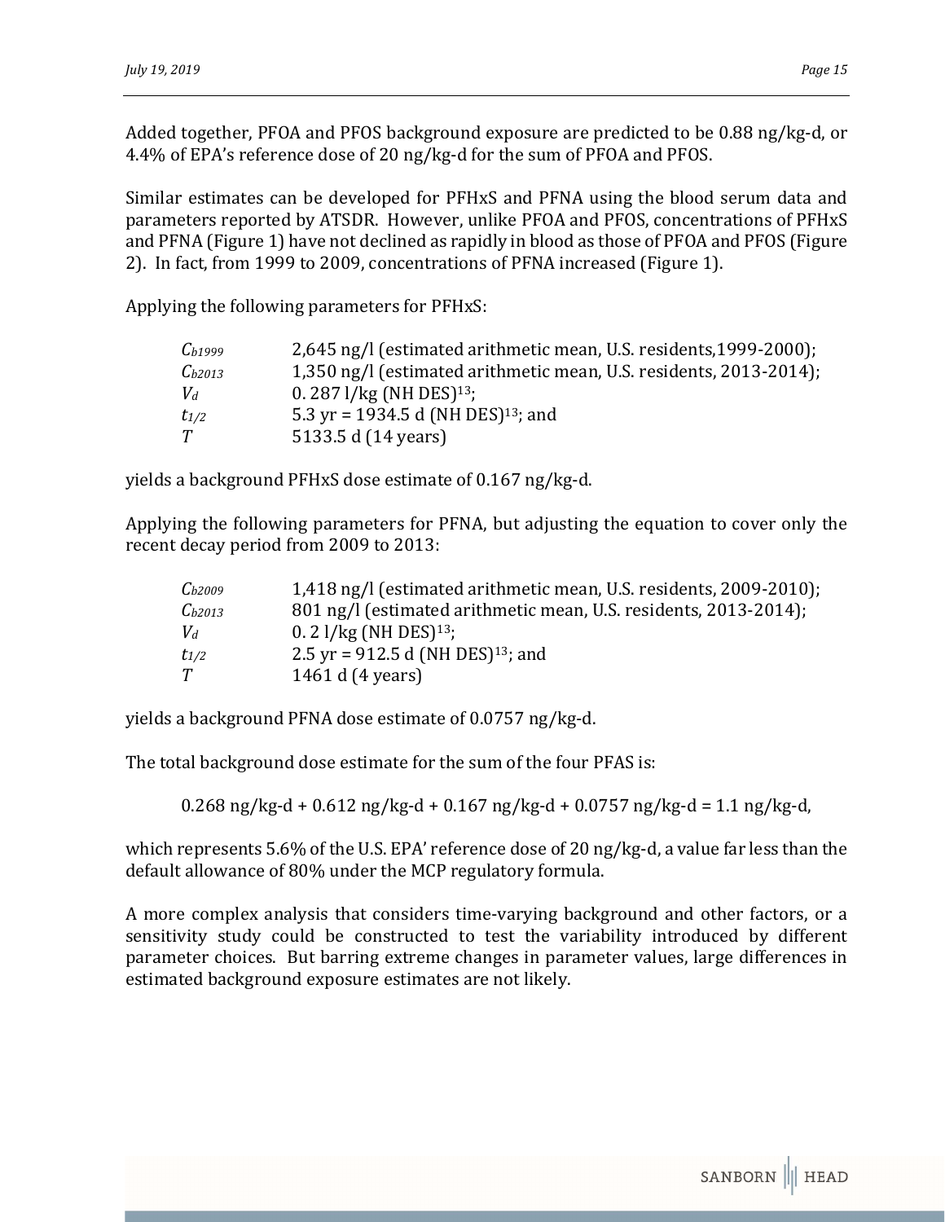Added together, PFOA and PFOS background exposure are predicted to be 0.88 ng/kg-d, or 4.4% of EPA's reference dose of 20 ng/kg-d for the sum of PFOA and PFOS.

Similar estimates can be developed for PFHxS and PFNA using the blood serum data and parameters reported by ATSDR. However, unlike PFOA and PFOS, concentrations of PFHxS and PFNA (Figure 1) have not declined as rapidly in blood as those of PFOA and PFOS (Figure 2). In fact, from 1999 to 2009, concentrations of PFNA increased (Figure 1).

Applying the following parameters for PFHxS:

| | |
|---|---|
| $C_{b1999}$ | 2,645 ng/l (estimated arithmetic mean, U.S. residents,1999-2000); |
| $C_{b2013}$ | 1,350 ng/l (estimated arithmetic mean, U.S. residents, 2013-2014); |
| $V_d$ | 0. 287 l/kg (NH DES)[13]; |
| $t_{1/2}$ | 5.3 yr = 1934.5 d (NH DES)[13]; and |
| $T$ | 5133.5 d (14 years) |

yields a background PFHxS dose estimate of 0.167 ng/kg-d.

Applying the following parameters for PFNA, but adjusting the equation to cover only the recent decay period from 2009 to 2013:

| | |
|---|---|
| $C_{b2009}$ | 1,418 ng/l (estimated arithmetic mean, U.S. residents, 2009-2010); |
| $C_{b2013}$ | 801 ng/l (estimated arithmetic mean, U.S. residents, 2013-2014); |
| $V_d$ | 0. 2 l/kg (NH DES)[13]; |
| $t_{1/2}$ | 2.5 yr = 912.5 d (NH DES)[13]; and |
| $T$ | 1461 d (4 years) |

yields a background PFNA dose estimate of 0.0757 ng/kg-d.

The total background dose estimate for the sum of the four PFAS is:

0.268 ng/kg-d + 0.612 ng/kg-d + 0.167 ng/kg-d + 0.0757 ng/kg-d = 1.1 ng/kg-d,

which represents 5.6% of the U.S. EPA' reference dose of 20 ng/kg-d, a value far less than the default allowance of 80% under the MCP regulatory formula.

A more complex analysis that considers time-varying background and other factors, or a sensitivity study could be constructed to test the variability introduced by different parameter choices. But barring extreme changes in parameter values, large differences in estimated background exposure estimates are not likely.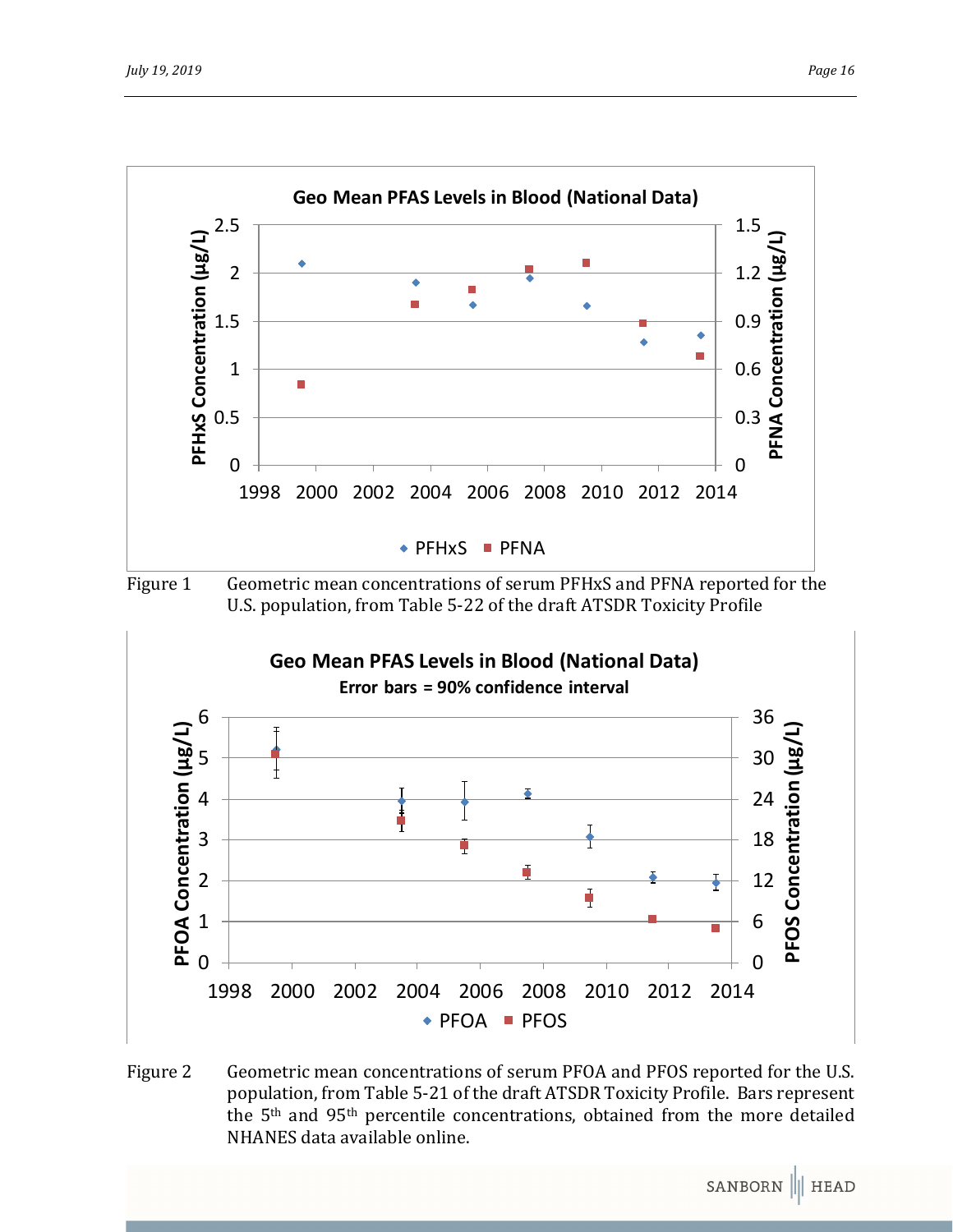Figure 1 Geometric mean concentrations of serum PFHxS and PFNA reported for the U.S. population, from Table 5-22 of the draft ATSDR Toxicity Profile

Figure 2 Geometric mean concentrations of serum PFOA and PFOS reported for the U.S. population, from Table 5-21 of the draft ATSDR Toxicity Profile. Bars represent the 5th and 95th percentile concentrations, obtained from the more detailed NHANES data available online.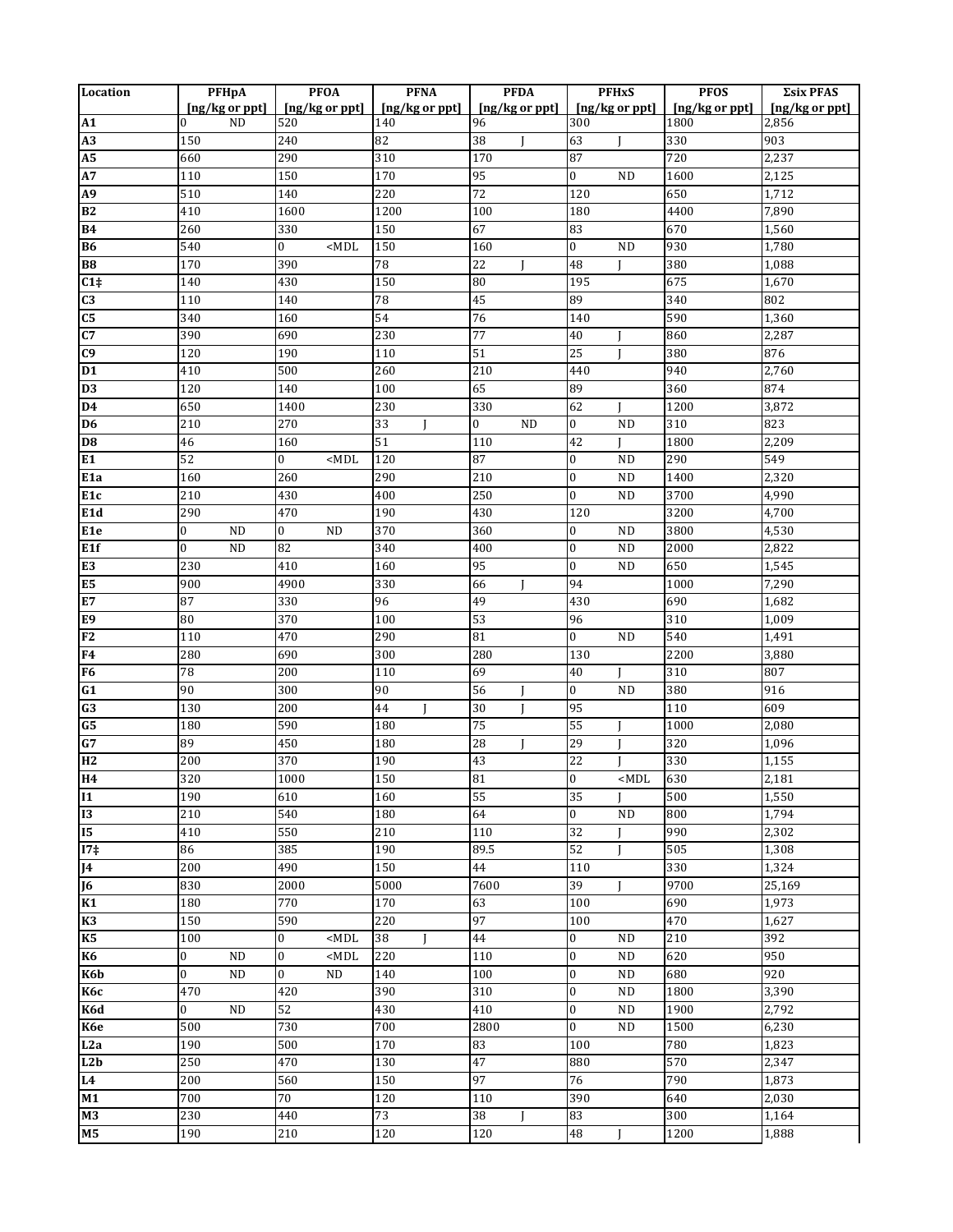| Location | PFHpA [ng/kg or ppt] | PFOA [ng/kg or ppt] | PFNA [ng/kg or ppt] | PFDA [ng/kg or ppt] | PFHxS [ng/kg or ppt] | PFOS [ng/kg or ppt] | Σsix PFAS [ng/kg or ppt] |
|---|---|---|---|---|---|---|---|
| **A1** | 0 ND | 520 | 140 | 96 | 300 | 1800 | 2,856 |
| **A3** | 150 | 240 | 82 | 38 J | 63 J | 330 | 903 |
| **A5** | 660 | 290 | 310 | 170 | 87 | 720 | 2,237 |
| **A7** | 110 | 150 | 170 | 95 | 0 ND | 1600 | 2,125 |
| **A9** | 510 | 140 | 220 | 72 | 120 | 650 | 1,712 |
| **B2** | 410 | 1600 | 1200 | 100 | 180 | 4400 | 7,890 |
| **B4** | 260 | 330 | 150 | 67 | 83 | 670 | 1,560 |
| **B6** | 540 | 0 <MDL | 150 | 160 | 0 ND | 930 | 1,780 |
| **B8** | 170 | 390 | 78 | 22 J | 48 J | 380 | 1,088 |
| **C1‡** | 140 | 430 | 150 | 80 | 195 | 675 | 1,670 |
| **C3** | 110 | 140 | 78 | 45 | 89 | 340 | 802 |
| **C5** | 340 | 160 | 54 | 76 | 140 | 590 | 1,360 |
| **C7** | 390 | 690 | 230 | 77 | 40 J | 860 | 2,287 |
| **C9** | 120 | 190 | 110 | 51 | 25 J | 380 | 876 |
| **D1** | 410 | 500 | 260 | 210 | 440 | 940 | 2,760 |
| **D3** | 120 | 140 | 100 | 65 | 89 | 360 | 874 |
| **D4** | 650 | 1400 | 230 | 330 | 62 J | 1200 | 3,872 |
| **D6** | 210 | 270 | 33 J | 0 ND | 0 ND | 310 | 823 |
| **D8** | 46 | 160 | 51 | 110 | 42 J | 1800 | 2,209 |
| **E1** | 52 | 0 <MDL | 120 | 87 | 0 ND | 290 | 549 |
| **E1a** | 160 | 260 | 290 | 210 | 0 ND | 1400 | 2,320 |
| **E1c** | 210 | 430 | 400 | 250 | 0 ND | 3700 | 4,990 |
| **E1d** | 290 | 470 | 190 | 430 | 120 | 3200 | 4,700 |
| **E1e** | 0 ND | 0 ND | 370 | 360 | 0 ND | 3800 | 4,530 |
| **E1f** | 0 ND | 82 | 340 | 400 | 0 ND | 2000 | 2,822 |
| **E3** | 230 | 410 | 160 | 95 | 0 ND | 650 | 1,545 |
| **E5** | 900 | 4900 | 330 | 66 J | 94 | 1000 | 7,290 |
| **E7** | 87 | 330 | 96 | 49 | 430 | 690 | 1,682 |
| **E9** | 80 | 370 | 100 | 53 | 96 | 310 | 1,009 |
| **F2** | 110 | 470 | 290 | 81 | 0 ND | 540 | 1,491 |
| **F4** | 280 | 690 | 300 | 280 | 130 | 2200 | 3,880 |
| **F6** | 78 | 200 | 110 | 69 | 40 J | 310 | 807 |
| **G1** | 90 | 300 | 90 | 56 J | 0 ND | 380 | 916 |
| **G3** | 130 | 200 | 44 J | 30 J | 95 | 110 | 609 |
| **G5** | 180 | 590 | 180 | 75 | 55 J | 1000 | 2,080 |
| **G7** | 89 | 450 | 180 | 28 J | 29 J | 320 | 1,096 |
| **H2** | 200 | 370 | 190 | 43 | 22 J | 330 | 1,155 |
| **H4** | 320 | 1000 | 150 | 81 | 0 <MDL | 630 | 2,181 |
| **I1** | 190 | 610 | 160 | 55 | 35 J | 500 | 1,550 |
| **I3** | 210 | 540 | 180 | 64 | 0 ND | 800 | 1,794 |
| **I5** | 410 | 550 | 210 | 110 | 32 J | 990 | 2,302 |
| **I7‡** | 86 | 385 | 190 | 89.5 | 52 J | 505 | 1,308 |
| **J4** | 200 | 490 | 150 | 44 | 110 | 330 | 1,324 |
| **J6** | 830 | 2000 | 5000 | 7600 | 39 J | 9700 | 25,169 |
| **K1** | 180 | 770 | 170 | 63 | 100 | 690 | 1,973 |
| **K3** | 150 | 590 | 220 | 97 | 100 | 470 | 1,627 |
| **K5** | 100 | 0 <MDL | 38 J | 44 | 0 ND | 210 | 392 |
| **K6** | 0 ND | 0 <MDL | 220 | 110 | 0 ND | 620 | 950 |
| **K6b** | 0 ND | 0 ND | 140 | 100 | 0 ND | 680 | 920 |
| **K6c** | 470 | 420 | 390 | 310 | 0 ND | 1800 | 3,390 |
| **K6d** | 0 ND | 52 | 430 | 410 | 0 ND | 1900 | 2,792 |
| **K6e** | 500 | 730 | 700 | 2800 | 0 ND | 1500 | 6,230 |
| **L2a** | 190 | 500 | 170 | 83 | 100 | 780 | 1,823 |
| **L2b** | 250 | 470 | 130 | 47 | 880 | 570 | 2,347 |
| **L4** | 200 | 560 | 150 | 97 | 76 | 790 | 1,873 |
| **M1** | 700 | 70 | 120 | 110 | 390 | 640 | 2,030 |
| **M3** | 230 | 440 | 73 | 38 J | 83 | 300 | 1,164 |
| **M5** | 190 | 210 | 120 | 120 | 48 J | 1200 | 1,888 |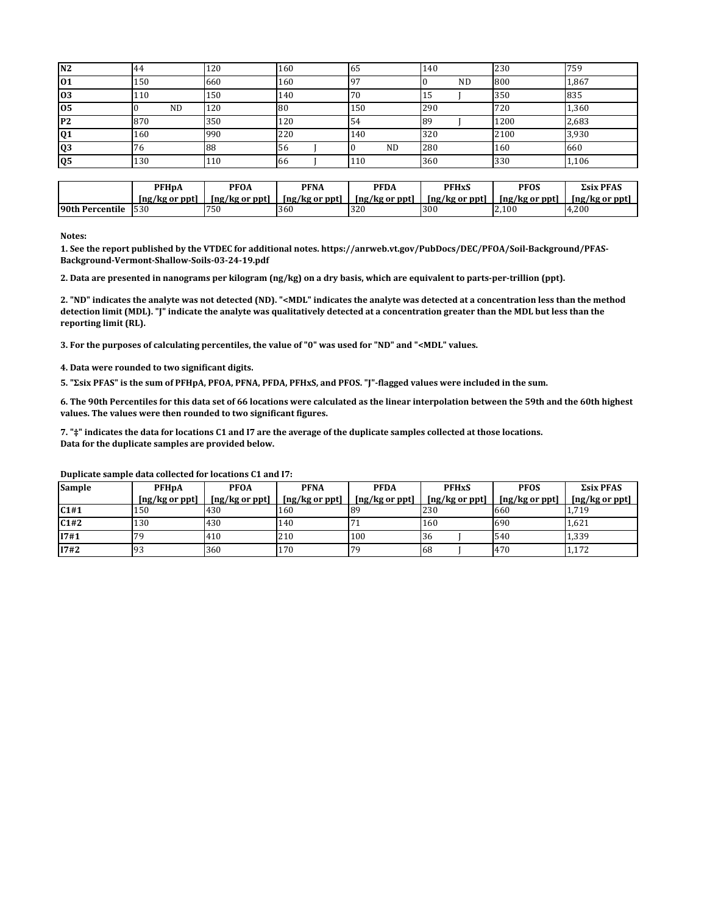| | | | | | | | |
|---|---|---|---|---|---|---|---|
| **N2** | 44 | 120 | 160 | 65 | 140 | 230 | 759 |
| **O1** | 150 | 660 | 160 | 97 | 0 ND | 800 | 1,867 |
| **O3** | 110 | 150 | 140 | 70 | 15 J | 350 | 835 |
| **O5** | 0 ND | 120 | 80 | 150 | 290 | 720 | 1,360 |
| **P2** | 870 | 350 | 120 | 54 | 89 J | 1200 | 2,683 |
| **Q1** | 160 | 990 | 220 | 140 | 320 | 2100 | 3,930 |
| **Q3** | 76 | 88 | 56 J | 0 ND | 280 | 160 | 660 |
| **Q5** | 130 | 110 | 66 J | 110 | 360 | 330 | 1,106 |

| | PFHpA [ng/kg or ppt] | PFOA [ng/kg or ppt] | PFNA [ng/kg or ppt] | PFDA [ng/kg or ppt] | PFHxS [ng/kg or ppt] | PFOS [ng/kg or ppt] | Σsix PFAS [ng/kg or ppt] |
|---|---|---|---|---|---|---|---|
| **90th Percentile** | 530 | 750 | 360 | 320 | 300 | 2,100 | 4,200 |

**Notes:**

**1. See the report published by the VTDEC for additional notes. https://anrweb.vt.gov/PubDocs/DEC/PFOA/Soil-Background/PFAS-Background-Vermont-Shallow-Soils-03-24-19.pdf**

**2. Data are presented in nanograms per kilogram (ng/kg) on a dry basis, which are equivalent to parts-per-trillion (ppt).**

**2. "ND" indicates the analyte was not detected (ND). "<MDL" indicates the analyte was detected at a concentration less than the method detection limit (MDL). "J" indicate the analyte was qualitatively detected at a concentration greater than the MDL but less than the reporting limit (RL).**

**3. For the purposes of calculating percentiles, the value of "0" was used for "ND" and "<MDL" values.**

**4. Data were rounded to two significant digits.**

**5. "Σsix PFAS" is the sum of PFHpA, PFOA, PFNA, PFDA, PFHxS, and PFOS. "J"-flagged values were included in the sum.**

**6. The 90th Percentiles for this data set of 66 locations were calculated as the linear interpolation between the 59th and the 60th highest values. The values were then rounded to two significant figures.**

**7. "‡" indicates the data for locations C1 and I7 are the average of the duplicate samples collected at those locations. Data for the duplicate samples are provided below.**

**Duplicate sample data collected for locations C1 and I7:**

| Sample | PFHpA [ng/kg or ppt] | PFOA [ng/kg or ppt] | PFNA [ng/kg or ppt] | PFDA [ng/kg or ppt] | PFHxS [ng/kg or ppt] | PFOS [ng/kg or ppt] | Σsix PFAS [ng/kg or ppt] |
|---|---|---|---|---|---|---|---|
| **C1#1** | 150 | 430 | 160 | 89 | 230 | 660 | 1,719 |
| **C1#2** | 130 | 430 | 140 | 71 | 160 | 690 | 1,621 |
| **I7#1** | 79 | 410 | 210 | 100 | 36 J | 540 | 1,339 |
| **I7#2** | 93 | 360 | 170 | 79 | 68 J | 470 | 1,172 |